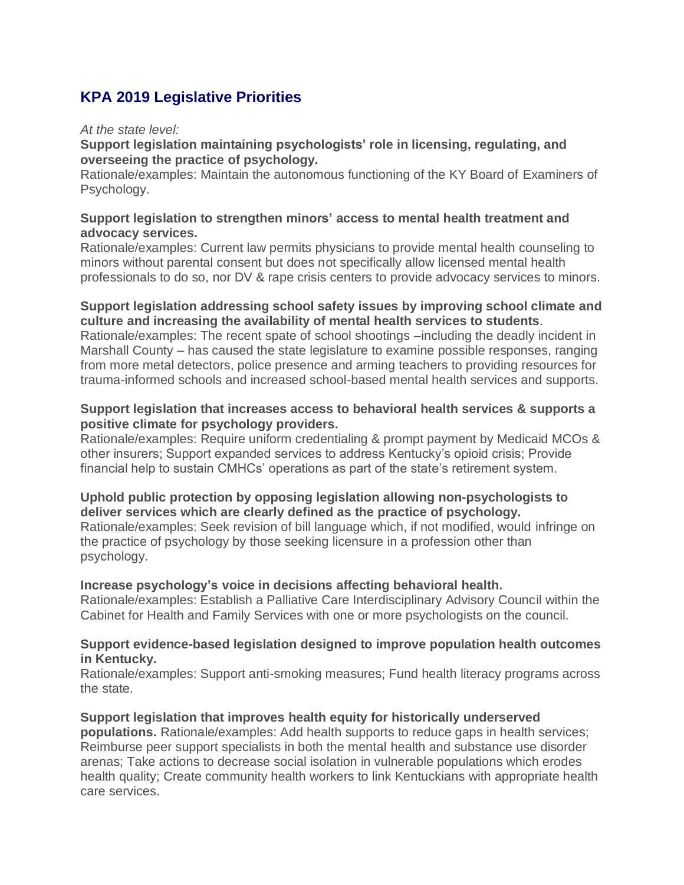# KPA 2019 Legislative Priorities

*At the state level:*

**Support legislation maintaining psychologists' role in licensing, regulating, and overseeing the practice of psychology.**

Rationale/examples: Maintain the autonomous functioning of the KY Board of Examiners of Psychology.

**Support legislation to strengthen minors' access to mental health treatment and advocacy services.**

Rationale/examples: Current law permits physicians to provide mental health counseling to minors without parental consent but does not specifically allow licensed mental health professionals to do so, nor DV & rape crisis centers to provide advocacy services to minors.

**Support legislation addressing school safety issues by improving school climate and culture and increasing the availability of mental health services to students**.

Rationale/examples: The recent spate of school shootings –including the deadly incident in Marshall County – has caused the state legislature to examine possible responses, ranging from more metal detectors, police presence and arming teachers to providing resources for trauma-informed schools and increased school-based mental health services and supports.

**Support legislation that increases access to behavioral health services & supports a positive climate for psychology providers.**

Rationale/examples: Require uniform credentialing & prompt payment by Medicaid MCOs & other insurers; Support expanded services to address Kentucky's opioid crisis; Provide financial help to sustain CMHCs' operations as part of the state's retirement system.

**Uphold public protection by opposing legislation allowing non-psychologists to deliver services which are clearly defined as the practice of psychology.**

Rationale/examples: Seek revision of bill language which, if not modified, would infringe on the practice of psychology by those seeking licensure in a profession other than psychology.

**Increase psychology's voice in decisions affecting behavioral health.**

Rationale/examples: Establish a Palliative Care Interdisciplinary Advisory Council within the Cabinet for Health and Family Services with one or more psychologists on the council.

**Support evidence-based legislation designed to improve population health outcomes in Kentucky.**

Rationale/examples: Support anti-smoking measures; Fund health literacy programs across the state.

**Support legislation that improves health equity for historically underserved populations.** Rationale/examples: Add health supports to reduce gaps in health services; Reimburse peer support specialists in both the mental health and substance use disorder arenas; Take actions to decrease social isolation in vulnerable populations which erodes health quality; Create community health workers to link Kentuckians with appropriate health care services.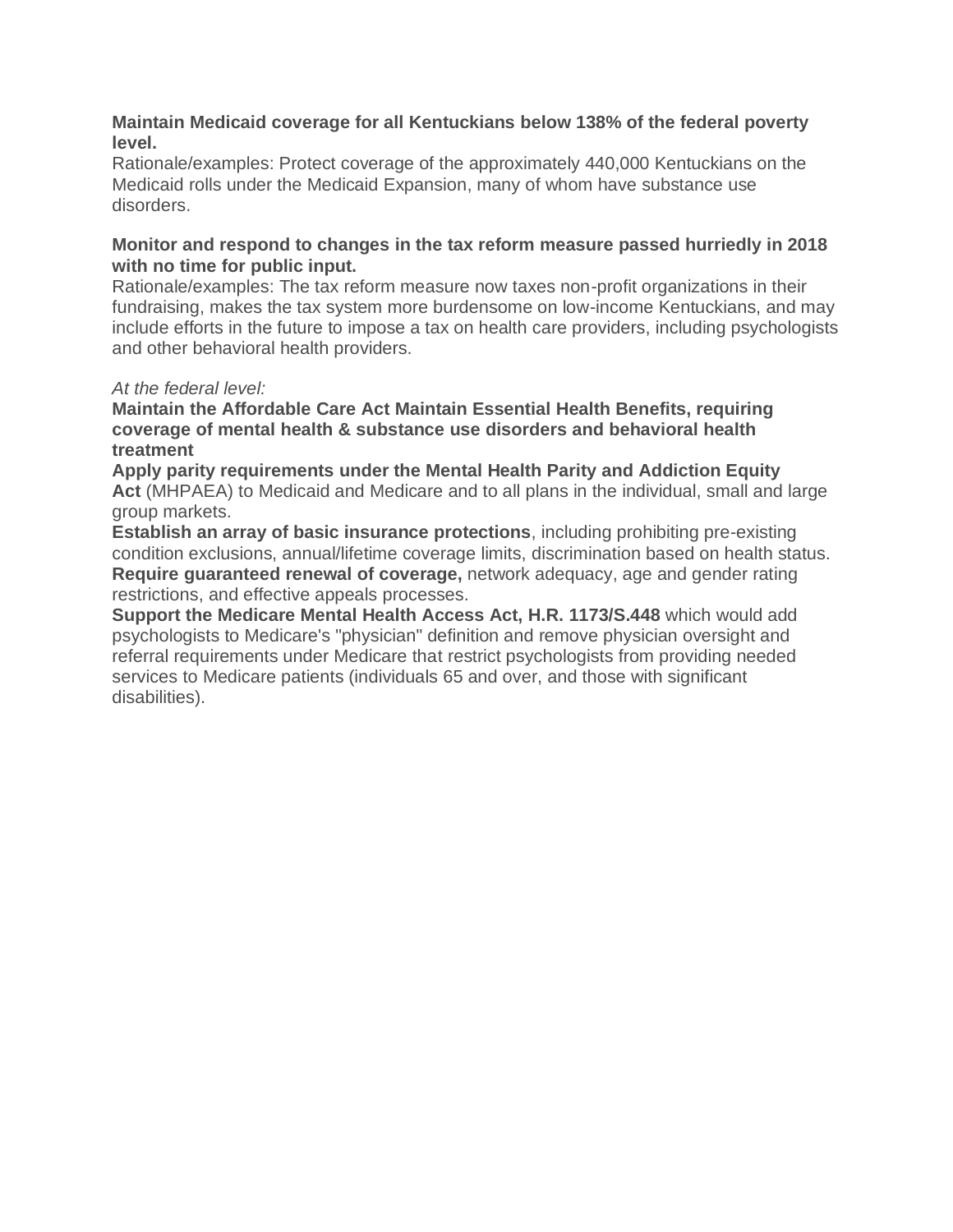**Maintain Medicaid coverage for all Kentuckians below 138% of the federal poverty level.**
Rationale/examples: Protect coverage of the approximately 440,000 Kentuckians on the Medicaid rolls under the Medicaid Expansion, many of whom have substance use disorders.

**Monitor and respond to changes in the tax reform measure passed hurriedly in 2018 with no time for public input.**
Rationale/examples: The tax reform measure now taxes non-profit organizations in their fundraising, makes the tax system more burdensome on low-income Kentuckians, and may include efforts in the future to impose a tax on health care providers, including psychologists and other behavioral health providers.

*At the federal level:*

**Maintain the Affordable Care Act Maintain Essential Health Benefits, requiring coverage of mental health & substance use disorders and behavioral health treatment**

**Apply parity requirements under the Mental Health Parity and Addiction Equity Act** (MHPAEA) to Medicaid and Medicare and to all plans in the individual, small and large group markets.

**Establish an array of basic insurance protections**, including prohibiting pre-existing condition exclusions, annual/lifetime coverage limits, discrimination based on health status.

**Require guaranteed renewal of coverage,** network adequacy, age and gender rating restrictions, and effective appeals processes.

**Support the Medicare Mental Health Access Act, H.R. 1173/S.448** which would add psychologists to Medicare's "physician" definition and remove physician oversight and referral requirements under Medicare that restrict psychologists from providing needed services to Medicare patients (individuals 65 and over, and those with significant disabilities).